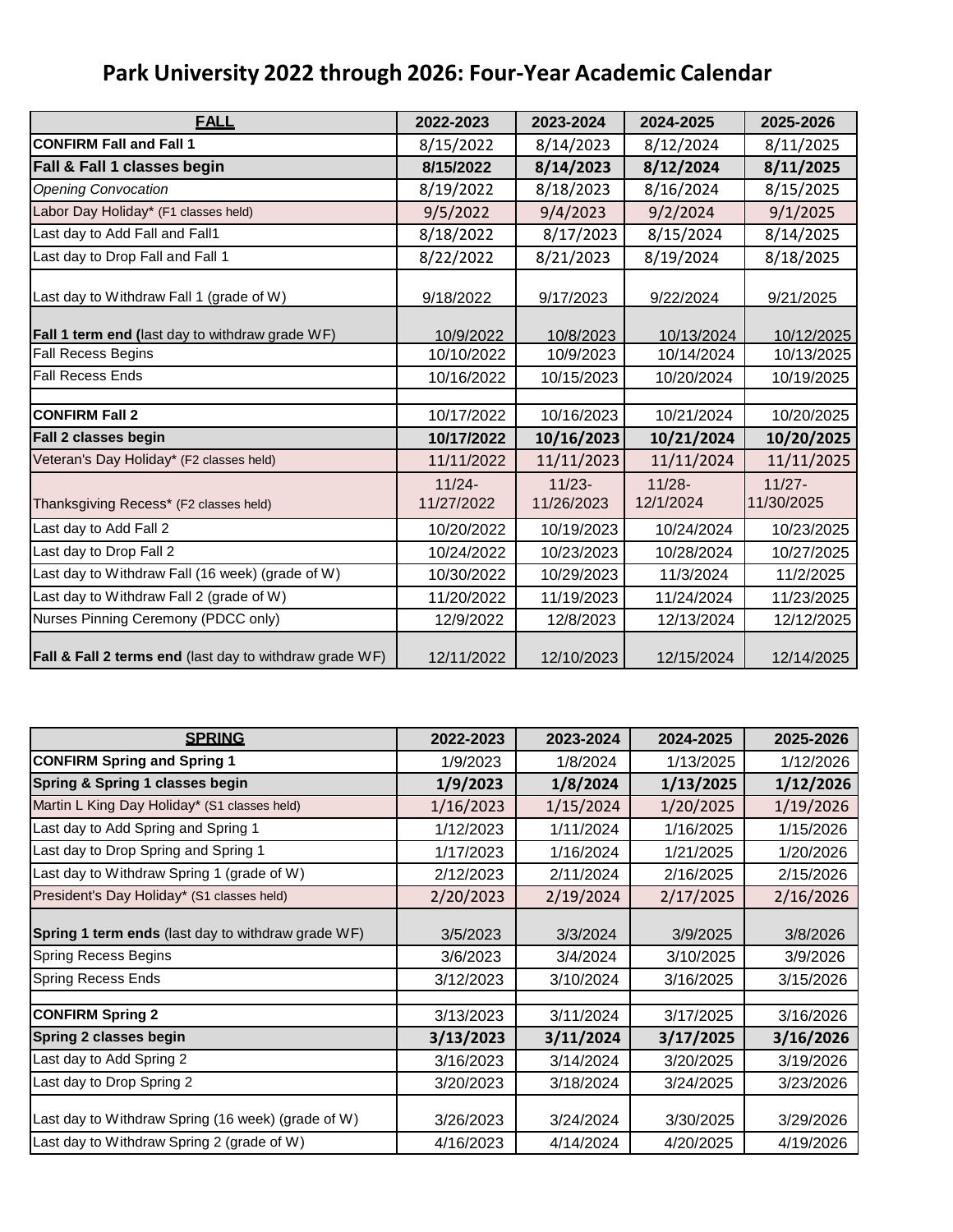# Park University 2022 through 2026: Four-Year Academic Calendar

| **FALL** | **2022-2023** | **2023-2024** | **2024-2025** | **2025-2026** |
|---|---|---|---|---|
| **CONFIRM Fall and Fall 1** | 8/15/2022 | 8/14/2023 | 8/12/2024 | 8/11/2025 |
| **Fall & Fall 1 classes begin** | **8/15/2022** | **8/14/2023** | **8/12/2024** | **8/11/2025** |
| *Opening Convocation* | 8/19/2022 | 8/18/2023 | 8/16/2024 | 8/15/2025 |
| Labor Day Holiday* (F1 classes held) | 9/5/2022 | 9/4/2023 | 9/2/2024 | 9/1/2025 |
| Last day to Add Fall and Fall1 | 8/18/2022 | 8/17/2023 | 8/15/2024 | 8/14/2025 |
| Last day to Drop Fall and Fall 1 | 8/22/2022 | 8/21/2023 | 8/19/2024 | 8/18/2025 |
| Last day to Withdraw Fall 1 (grade of W) | 9/18/2022 | 9/17/2023 | 9/22/2024 | 9/21/2025 |
| **Fall 1 term end (**last day to withdraw grade WF) | 10/9/2022 | 10/8/2023 | 10/13/2024 | 10/12/2025 |
| Fall Recess Begins | 10/10/2022 | 10/9/2023 | 10/14/2024 | 10/13/2025 |
| Fall Recess Ends | 10/16/2022 | 10/15/2023 | 10/20/2024 | 10/19/2025 |
| | | | | |
| **CONFIRM Fall 2** | 10/17/2022 | 10/16/2023 | 10/21/2024 | 10/20/2025 |
| **Fall 2 classes begin** | **10/17/2022** | **10/16/2023** | **10/21/2024** | **10/20/2025** |
| Veteran's Day Holiday* (F2 classes held) | 11/11/2022 | 11/11/2023 | 11/11/2024 | 11/11/2025 |
| Thanksgiving Recess* (F2 classes held) | 11/24-11/27/2022 | 11/23-11/26/2023 | 11/28-12/1/2024 | 11/27-11/30/2025 |
| Last day to Add Fall 2 | 10/20/2022 | 10/19/2023 | 10/24/2024 | 10/23/2025 |
| Last day to Drop Fall 2 | 10/24/2022 | 10/23/2023 | 10/28/2024 | 10/27/2025 |
| Last day to Withdraw Fall (16 week) (grade of W) | 10/30/2022 | 10/29/2023 | 11/3/2024 | 11/2/2025 |
| Last day to Withdraw Fall 2 (grade of W) | 11/20/2022 | 11/19/2023 | 11/24/2024 | 11/23/2025 |
| Nurses Pinning Ceremony (PDCC only) | 12/9/2022 | 12/8/2023 | 12/13/2024 | 12/12/2025 |
| **Fall & Fall 2 terms end** (last day to withdraw grade WF) | 12/11/2022 | 12/10/2023 | 12/15/2024 | 12/14/2025 |

| **SPRING** | **2022-2023** | **2023-2024** | **2024-2025** | **2025-2026** |
|---|---|---|---|---|
| **CONFIRM Spring and Spring 1** | 1/9/2023 | 1/8/2024 | 1/13/2025 | 1/12/2026 |
| **Spring & Spring 1 classes begin** | **1/9/2023** | **1/8/2024** | **1/13/2025** | **1/12/2026** |
| Martin L King Day Holiday* (S1 classes held) | 1/16/2023 | 1/15/2024 | 1/20/2025 | 1/19/2026 |
| Last day to Add Spring and Spring 1 | 1/12/2023 | 1/11/2024 | 1/16/2025 | 1/15/2026 |
| Last day to Drop Spring and Spring 1 | 1/17/2023 | 1/16/2024 | 1/21/2025 | 1/20/2026 |
| Last day to Withdraw Spring 1 (grade of W) | 2/12/2023 | 2/11/2024 | 2/16/2025 | 2/15/2026 |
| President's Day Holiday* (S1 classes held) | 2/20/2023 | 2/19/2024 | 2/17/2025 | 2/16/2026 |
| **Spring 1 term ends** (last day to withdraw grade WF) | 3/5/2023 | 3/3/2024 | 3/9/2025 | 3/8/2026 |
| Spring Recess Begins | 3/6/2023 | 3/4/2024 | 3/10/2025 | 3/9/2026 |
| Spring Recess Ends | 3/12/2023 | 3/10/2024 | 3/16/2025 | 3/15/2026 |
| | | | | |
| **CONFIRM Spring 2** | 3/13/2023 | 3/11/2024 | 3/17/2025 | 3/16/2026 |
| **Spring 2 classes begin** | **3/13/2023** | **3/11/2024** | **3/17/2025** | **3/16/2026** |
| Last day to Add Spring 2 | 3/16/2023 | 3/14/2024 | 3/20/2025 | 3/19/2026 |
| Last day to Drop Spring 2 | 3/20/2023 | 3/18/2024 | 3/24/2025 | 3/23/2026 |
| Last day to Withdraw Spring (16 week) (grade of W) | 3/26/2023 | 3/24/2024 | 3/30/2025 | 3/29/2026 |
| Last day to Withdraw Spring 2 (grade of W) | 4/16/2023 | 4/14/2024 | 4/20/2025 | 4/19/2026 |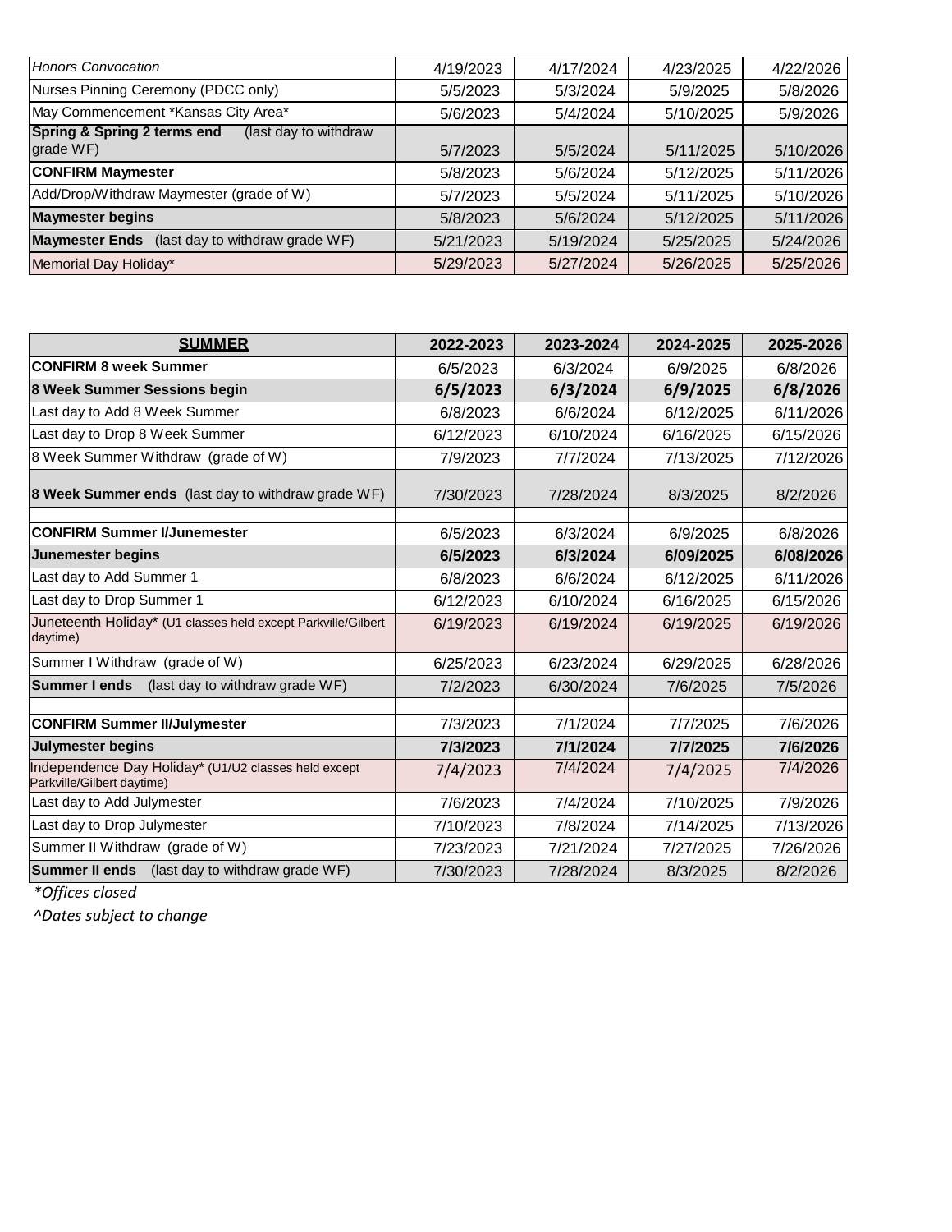| | | | | |
|---|---|---|---|---|
| *Honors Convocation* | 4/19/2023 | 4/17/2024 | 4/23/2025 | 4/22/2026 |
| Nurses Pinning Ceremony (PDCC only) | 5/5/2023 | 5/3/2024 | 5/9/2025 | 5/8/2026 |
| May Commencement *Kansas City Area* | 5/6/2023 | 5/4/2024 | 5/10/2025 | 5/9/2026 |
| **Spring & Spring 2 terms end** (last day to withdraw grade WF) | 5/7/2023 | 5/5/2024 | 5/11/2025 | 5/10/2026 |
| **CONFIRM Maymester** | 5/8/2023 | 5/6/2024 | 5/12/2025 | 5/11/2026 |
| Add/Drop/Withdraw Maymester (grade of W) | 5/7/2023 | 5/5/2024 | 5/11/2025 | 5/10/2026 |
| **Maymester begins** | 5/8/2023 | 5/6/2024 | 5/12/2025 | 5/11/2026 |
| **Maymester Ends** (last day to withdraw grade WF) | 5/21/2023 | 5/19/2024 | 5/25/2025 | 5/24/2026 |
| Memorial Day Holiday* | 5/29/2023 | 5/27/2024 | 5/26/2025 | 5/25/2026 |

| **SUMMER** | **2022-2023** | **2023-2024** | **2024-2025** | **2025-2026** |
|---|---|---|---|---|
| **CONFIRM 8 week Summer** | 6/5/2023 | 6/3/2024 | 6/9/2025 | 6/8/2026 |
| **8 Week Summer Sessions begin** | **6/5/2023** | **6/3/2024** | **6/9/2025** | **6/8/2026** |
| Last day to Add 8 Week Summer | 6/8/2023 | 6/6/2024 | 6/12/2025 | 6/11/2026 |
| Last day to Drop 8 Week Summer | 6/12/2023 | 6/10/2024 | 6/16/2025 | 6/15/2026 |
| 8 Week Summer Withdraw (grade of W) | 7/9/2023 | 7/7/2024 | 7/13/2025 | 7/12/2026 |
| **8 Week Summer ends** (last day to withdraw grade WF) | 7/30/2023 | 7/28/2024 | 8/3/2025 | 8/2/2026 |
| | | | | |
| **CONFIRM Summer I/Junemester** | 6/5/2023 | 6/3/2024 | 6/9/2025 | 6/8/2026 |
| **Junemester begins** | **6/5/2023** | **6/3/2024** | **6/09/2025** | **6/08/2026** |
| Last day to Add Summer 1 | 6/8/2023 | 6/6/2024 | 6/12/2025 | 6/11/2026 |
| Last day to Drop Summer 1 | 6/12/2023 | 6/10/2024 | 6/16/2025 | 6/15/2026 |
| Juneteenth Holiday* (U1 classes held except Parkville/Gilbert daytime) | 6/19/2023 | 6/19/2024 | 6/19/2025 | 6/19/2026 |
| Summer I Withdraw (grade of W) | 6/25/2023 | 6/23/2024 | 6/29/2025 | 6/28/2026 |
| **Summer I ends** (last day to withdraw grade WF) | 7/2/2023 | 6/30/2024 | 7/6/2025 | 7/5/2026 |
| | | | | |
| **CONFIRM Summer II/Julymester** | 7/3/2023 | 7/1/2024 | 7/7/2025 | 7/6/2026 |
| **Julymester begins** | **7/3/2023** | **7/1/2024** | **7/7/2025** | **7/6/2026** |
| Independence Day Holiday* (U1/U2 classes held except Parkville/Gilbert daytime) | 7/4/2023 | 7/4/2024 | 7/4/2025 | 7/4/2026 |
| Last day to Add Julymester | 7/6/2023 | 7/4/2024 | 7/10/2025 | 7/9/2026 |
| Last day to Drop Julymester | 7/10/2023 | 7/8/2024 | 7/14/2025 | 7/13/2026 |
| Summer II Withdraw (grade of W) | 7/23/2023 | 7/21/2024 | 7/27/2025 | 7/26/2026 |
| **Summer II ends** (last day to withdraw grade WF) | 7/30/2023 | 7/28/2024 | 8/3/2025 | 8/2/2026 |

*\*Offices closed*

*^Dates subject to change*